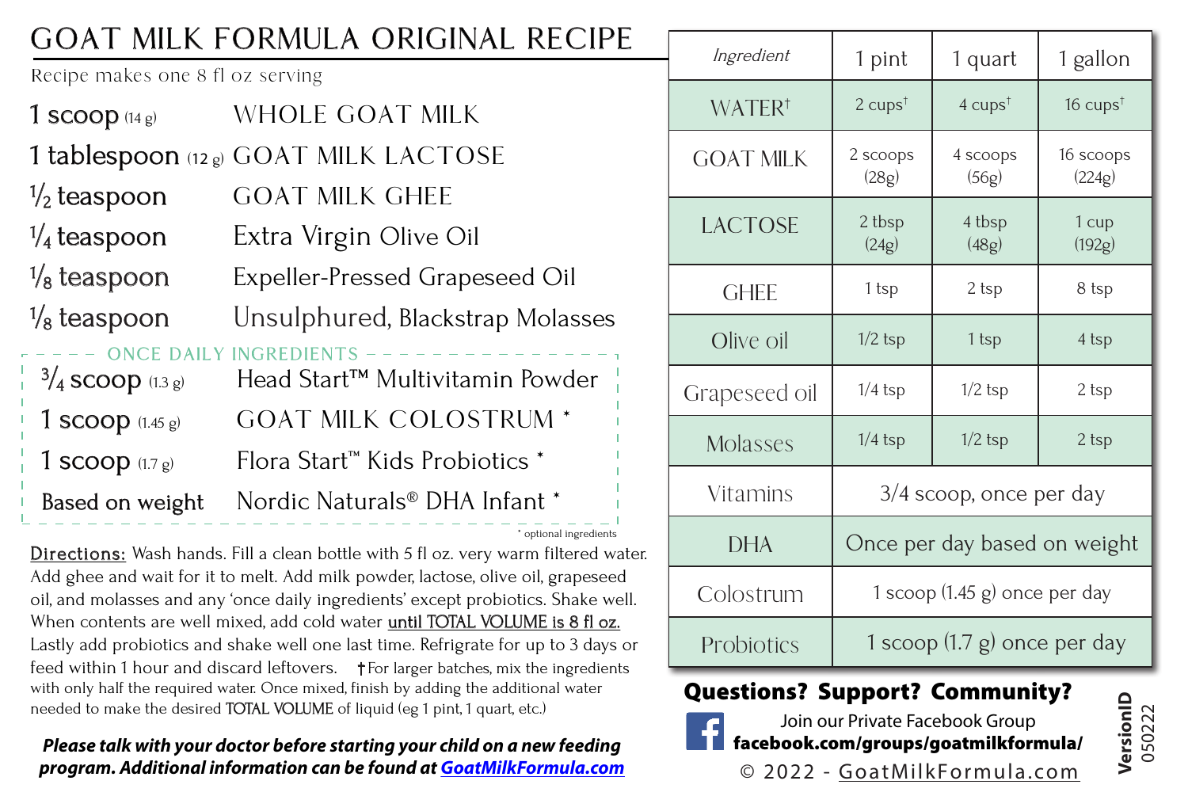# GOAT MILK FORMULA ORIGINAL RECIPE

Recipe makes one 8 fl oz serving

| Amount | Ingredient |
|---|---|
| 1 scoop (14 g) | WHOLE GOAT MILK |
| 1 tablespoon (12 g) | GOAT MILK LACTOSE |
| 1/2 teaspoon | GOAT MILK GHEE |
| 1/4 teaspoon | Extra Virgin Olive Oil |
| 1/8 teaspoon | Expeller-Pressed Grapeseed Oil |
| 1/8 teaspoon | Unsulphured, Blackstrap Molasses |

**ONCE DAILY INGREDIENTS**

| Amount | Ingredient |
|---|---|
| 3/4 scoop (1.3 g) | Head Start™ Multivitamin Powder |
| 1 scoop (1.45 g) | GOAT MILK COLOSTRUM * |
| 1 scoop (1.7 g) | Flora Start™ Kids Probiotics * |
| Based on weight | Nordic Naturals® DHA Infant * |

* optional ingredients

**Directions:** Wash hands. Fill a clean bottle with 5 fl oz. very warm filtered water. Add ghee and wait for it to melt. Add milk powder, lactose, olive oil, grapeseed oil, and molasses and any 'once daily ingredients' except probiotics. Shake well. When contents are well mixed, add cold water until TOTAL VOLUME is 8 fl oz. Lastly add probiotics and shake well one last time. Refrigrate for up to 3 days or feed within 1 hour and discard leftovers. †For larger batches, mix the ingredients with only half the required water. Once mixed, finish by adding the additional water needed to make the desired TOTAL VOLUME of liquid (eg 1 pint, 1 quart, etc.)

***Please talk with your doctor before starting your child on a new feeding program. Additional information can be found at GoatMilkFormula.com***

| *Ingredient* | 1 pint | 1 quart | 1 gallon |
|---|---|---|---|
| WATER† | 2 cups† | 4 cups† | 16 cups† |
| GOAT MILK | 2 scoops (28g) | 4 scoops (56g) | 16 scoops (224g) |
| LACTOSE | 2 tbsp (24g) | 4 tbsp (48g) | 1 cup (192g) |
| GHEE | 1 tsp | 2 tsp | 8 tsp |
| Olive oil | 1/2 tsp | 1 tsp | 4 tsp |
| Grapeseed oil | 1/4 tsp | 1/2 tsp | 2 tsp |
| Molasses | 1/4 tsp | 1/2 tsp | 2 tsp |
| Vitamins | 3/4 scoop, once per day | | |
| DHA | Once per day based on weight | | |
| Colostrum | 1 scoop (1.45 g) once per day | | |
| Probiotics | 1 scoop (1.7 g) once per day | | |

**Questions? Support? Community?**

Join our Private Facebook Group
**facebook.com/groups/goatmilkformula/**

© 2022 - GoatMilkFormula.com

**VersionID** 050222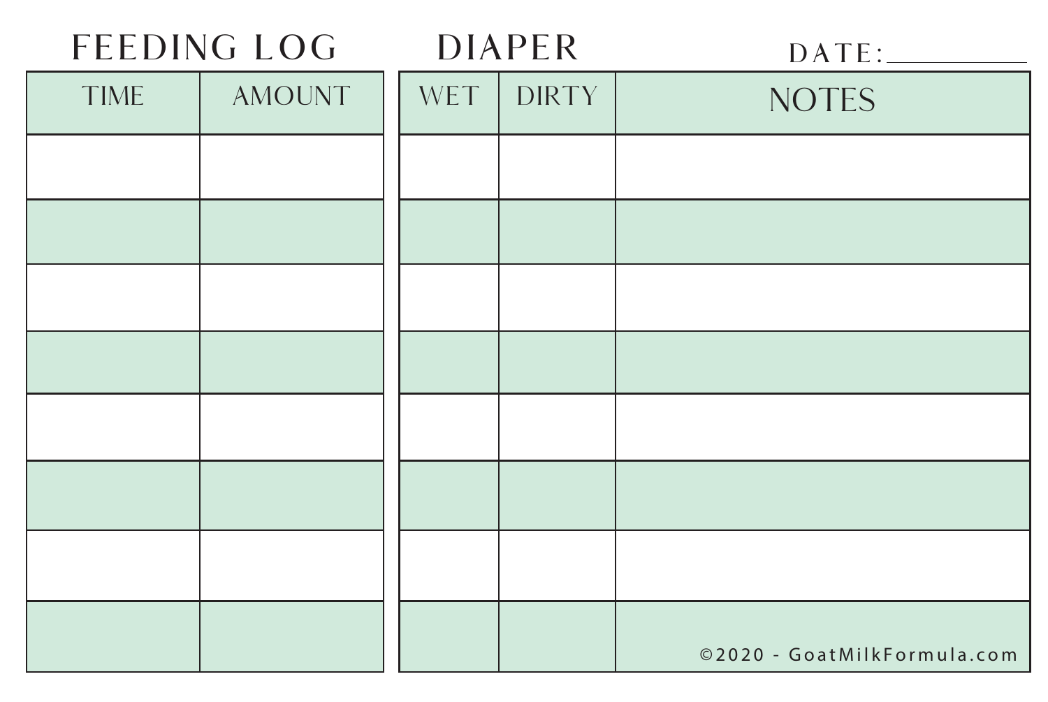FEEDING LOG

| TIME | AMOUNT |
| --- | --- |
| | |
| | |
| | |
| | |
| | |
| | |
| | |
| | |

DIAPER

DATE:__________

| WET | DIRTY | NOTES |
| --- | --- | --- |
| | | |
| | | |
| | | |
| | | |
| | | |
| | | |
| | | |
| | | |

©2020 - GoatMilkFormula.com